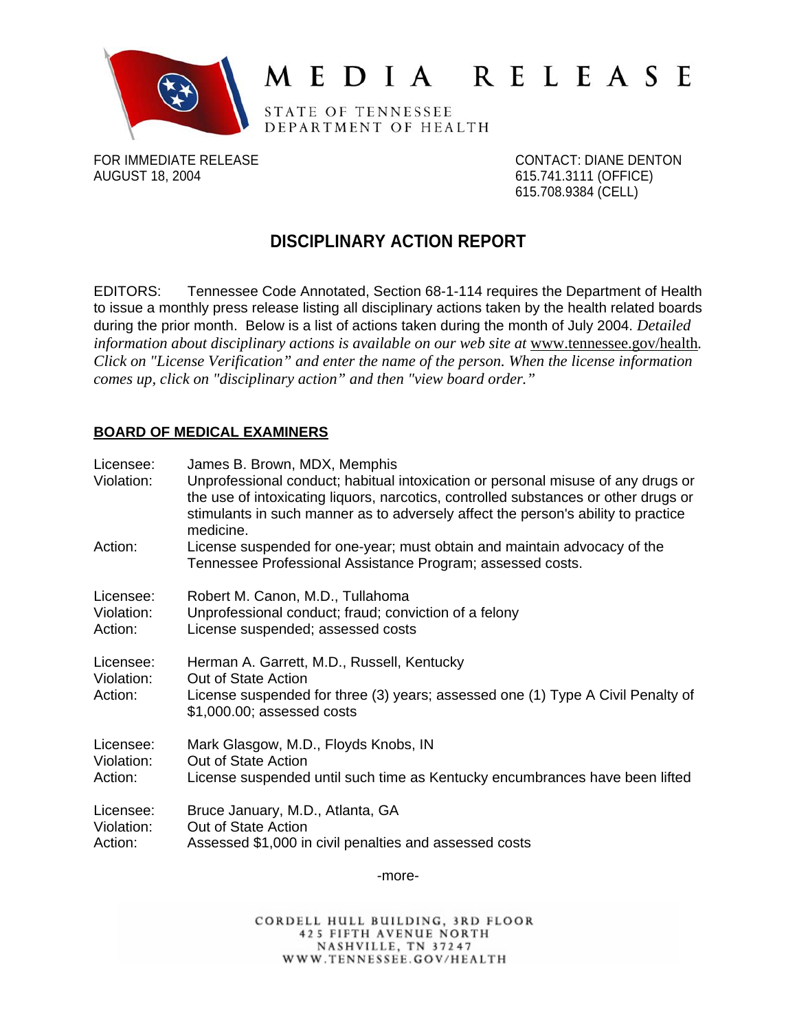# MEDIA RELEASE

STATE OF TENNESSEE
DEPARTMENT OF HEALTH

FOR IMMEDIATE RELEASE
AUGUST 18, 2004

CONTACT: DIANE DENTON
615.741.3111 (OFFICE)
615.708.9384 (CELL)

## DISCIPLINARY ACTION REPORT

EDITORS: Tennessee Code Annotated, Section 68-1-114 requires the Department of Health to issue a monthly press release listing all disciplinary actions taken by the health related boards during the prior month. Below is a list of actions taken during the month of July 2004. *Detailed information about disciplinary actions is available on our web site at* www.tennessee.gov/health*. Click on "License Verification" and enter the name of the person. When the license information comes up, click on "disciplinary action" and then "view board order."*

### BOARD OF MEDICAL EXAMINERS

Licensee: James B. Brown, MDX, Memphis
Violation: Unprofessional conduct; habitual intoxication or personal misuse of any drugs or the use of intoxicating liquors, narcotics, controlled substances or other drugs or stimulants in such manner as to adversely affect the person's ability to practice medicine.
Action: License suspended for one-year; must obtain and maintain advocacy of the Tennessee Professional Assistance Program; assessed costs.

Licensee: Robert M. Canon, M.D., Tullahoma
Violation: Unprofessional conduct; fraud; conviction of a felony
Action: License suspended; assessed costs

Licensee: Herman A. Garrett, M.D., Russell, Kentucky
Violation: Out of State Action
Action: License suspended for three (3) years; assessed one (1) Type A Civil Penalty of $1,000.00; assessed costs

Licensee: Mark Glasgow, M.D., Floyds Knobs, IN
Violation: Out of State Action
Action: License suspended until such time as Kentucky encumbrances have been lifted

Licensee: Bruce January, M.D., Atlanta, GA
Violation: Out of State Action
Action: Assessed $1,000 in civil penalties and assessed costs

-more-

CORDELL HULL BUILDING, 3RD FLOOR
425 FIFTH AVENUE NORTH
NASHVILLE, TN 37247
WWW.TENNESSEE.GOV/HEALTH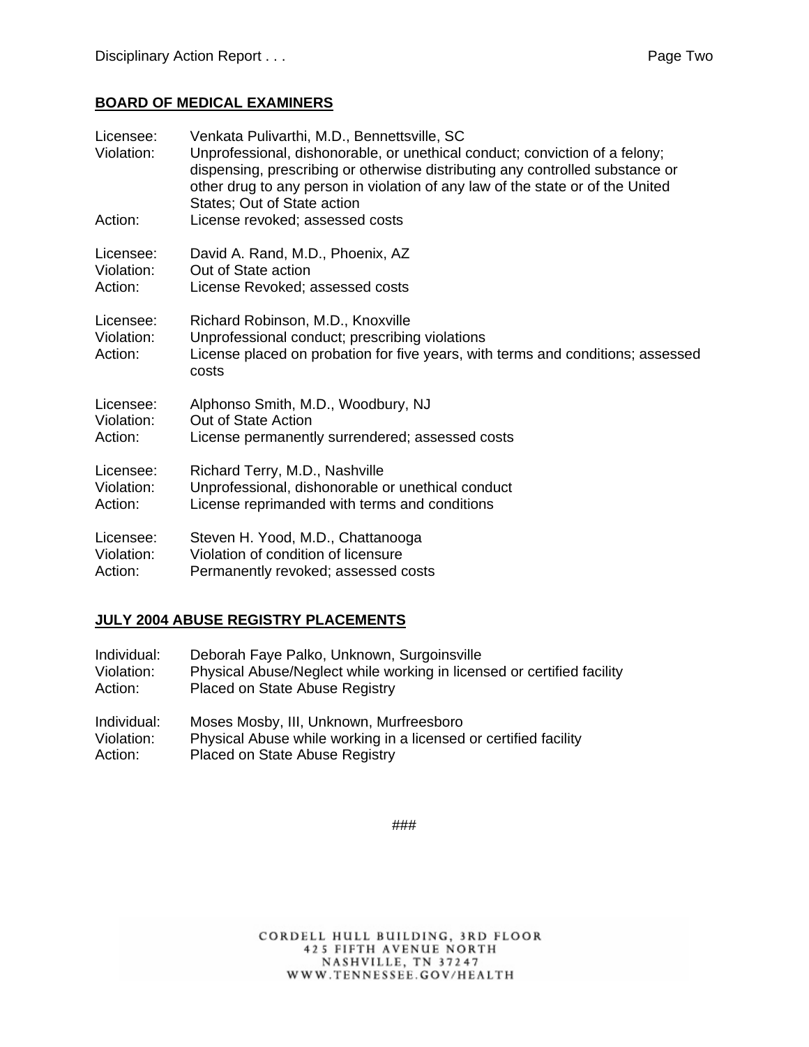## BOARD OF MEDICAL EXAMINERS

Licensee: Venkata Pulivarthi, M.D., Bennettsville, SC
Violation: Unprofessional, dishonorable, or unethical conduct; conviction of a felony; dispensing, prescribing or otherwise distributing any controlled substance or other drug to any person in violation of any law of the state or of the United States; Out of State action
Action: License revoked; assessed costs

Licensee: David A. Rand, M.D., Phoenix, AZ
Violation: Out of State action
Action: License Revoked; assessed costs

Licensee: Richard Robinson, M.D., Knoxville
Violation: Unprofessional conduct; prescribing violations
Action: License placed on probation for five years, with terms and conditions; assessed costs

Licensee: Alphonso Smith, M.D., Woodbury, NJ
Violation: Out of State Action
Action: License permanently surrendered; assessed costs

Licensee: Richard Terry, M.D., Nashville
Violation: Unprofessional, dishonorable or unethical conduct
Action: License reprimanded with terms and conditions

Licensee: Steven H. Yood, M.D., Chattanooga
Violation: Violation of condition of licensure
Action: Permanently revoked; assessed costs

## JULY 2004 ABUSE REGISTRY PLACEMENTS

Individual: Deborah Faye Palko, Unknown, Surgoinsville
Violation: Physical Abuse/Neglect while working in licensed or certified facility
Action: Placed on State Abuse Registry

Individual: Moses Mosby, III, Unknown, Murfreesboro
Violation: Physical Abuse while working in a licensed or certified facility
Action: Placed on State Abuse Registry

###

CORDELL HULL BUILDING, 3RD FLOOR
425 FIFTH AVENUE NORTH
NASHVILLE, TN 37247
WWW.TENNESSEE.GOV/HEALTH